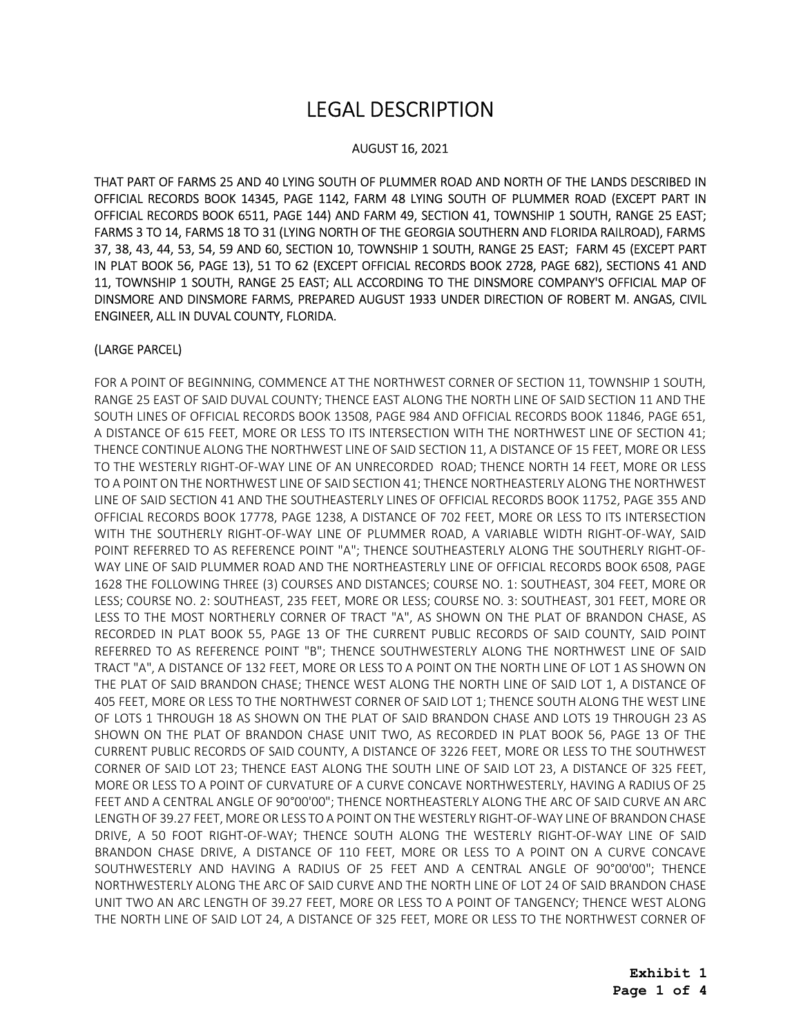# LEGAL DESCRIPTION

AUGUST 16, 2021

THAT PART OF FARMS 25 AND 40 LYING SOUTH OF PLUMMER ROAD AND NORTH OF THE LANDS DESCRIBED IN OFFICIAL RECORDS BOOK 14345, PAGE 1142, FARM 48 LYING SOUTH OF PLUMMER ROAD (EXCEPT PART IN OFFICIAL RECORDS BOOK 6511, PAGE 144) AND FARM 49, SECTION 41, TOWNSHIP 1 SOUTH, RANGE 25 EAST; FARMS 3 TO 14, FARMS 18 TO 31 (LYING NORTH OF THE GEORGIA SOUTHERN AND FLORIDA RAILROAD), FARMS 37, 38, 43, 44, 53, 54, 59 AND 60, SECTION 10, TOWNSHIP 1 SOUTH, RANGE 25 EAST; FARM 45 (EXCEPT PART IN PLAT BOOK 56, PAGE 13), 51 TO 62 (EXCEPT OFFICIAL RECORDS BOOK 2728, PAGE 682), SECTIONS 41 AND 11, TOWNSHIP 1 SOUTH, RANGE 25 EAST; ALL ACCORDING TO THE DINSMORE COMPANY'S OFFICIAL MAP OF DINSMORE AND DINSMORE FARMS, PREPARED AUGUST 1933 UNDER DIRECTION OF ROBERT M. ANGAS, CIVIL ENGINEER, ALL IN DUVAL COUNTY, FLORIDA.

(LARGE PARCEL)

FOR A POINT OF BEGINNING, COMMENCE AT THE NORTHWEST CORNER OF SECTION 11, TOWNSHIP 1 SOUTH, RANGE 25 EAST OF SAID DUVAL COUNTY; THENCE EAST ALONG THE NORTH LINE OF SAID SECTION 11 AND THE SOUTH LINES OF OFFICIAL RECORDS BOOK 13508, PAGE 984 AND OFFICIAL RECORDS BOOK 11846, PAGE 651, A DISTANCE OF 615 FEET, MORE OR LESS TO ITS INTERSECTION WITH THE NORTHWEST LINE OF SECTION 41; THENCE CONTINUE ALONG THE NORTHWEST LINE OF SAID SECTION 11, A DISTANCE OF 15 FEET, MORE OR LESS TO THE WESTERLY RIGHT-OF-WAY LINE OF AN UNRECORDED ROAD; THENCE NORTH 14 FEET, MORE OR LESS TO A POINT ON THE NORTHWEST LINE OF SAID SECTION 41; THENCE NORTHEASTERLY ALONG THE NORTHWEST LINE OF SAID SECTION 41 AND THE SOUTHEASTERLY LINES OF OFFICIAL RECORDS BOOK 11752, PAGE 355 AND OFFICIAL RECORDS BOOK 17778, PAGE 1238, A DISTANCE OF 702 FEET, MORE OR LESS TO ITS INTERSECTION WITH THE SOUTHERLY RIGHT-OF-WAY LINE OF PLUMMER ROAD, A VARIABLE WIDTH RIGHT-OF-WAY, SAID POINT REFERRED TO AS REFERENCE POINT "A"; THENCE SOUTHEASTERLY ALONG THE SOUTHERLY RIGHT-OF-WAY LINE OF SAID PLUMMER ROAD AND THE NORTHEASTERLY LINE OF OFFICIAL RECORDS BOOK 6508, PAGE 1628 THE FOLLOWING THREE (3) COURSES AND DISTANCES; COURSE NO. 1: SOUTHEAST, 304 FEET, MORE OR LESS; COURSE NO. 2: SOUTHEAST, 235 FEET, MORE OR LESS; COURSE NO. 3: SOUTHEAST, 301 FEET, MORE OR LESS TO THE MOST NORTHERLY CORNER OF TRACT "A", AS SHOWN ON THE PLAT OF BRANDON CHASE, AS RECORDED IN PLAT BOOK 55, PAGE 13 OF THE CURRENT PUBLIC RECORDS OF SAID COUNTY, SAID POINT REFERRED TO AS REFERENCE POINT "B"; THENCE SOUTHWESTERLY ALONG THE NORTHWEST LINE OF SAID TRACT "A", A DISTANCE OF 132 FEET, MORE OR LESS TO A POINT ON THE NORTH LINE OF LOT 1 AS SHOWN ON THE PLAT OF SAID BRANDON CHASE; THENCE WEST ALONG THE NORTH LINE OF SAID LOT 1, A DISTANCE OF 405 FEET, MORE OR LESS TO THE NORTHWEST CORNER OF SAID LOT 1; THENCE SOUTH ALONG THE WEST LINE OF LOTS 1 THROUGH 18 AS SHOWN ON THE PLAT OF SAID BRANDON CHASE AND LOTS 19 THROUGH 23 AS SHOWN ON THE PLAT OF BRANDON CHASE UNIT TWO, AS RECORDED IN PLAT BOOK 56, PAGE 13 OF THE CURRENT PUBLIC RECORDS OF SAID COUNTY, A DISTANCE OF 3226 FEET, MORE OR LESS TO THE SOUTHWEST CORNER OF SAID LOT 23; THENCE EAST ALONG THE SOUTH LINE OF SAID LOT 23, A DISTANCE OF 325 FEET, MORE OR LESS TO A POINT OF CURVATURE OF A CURVE CONCAVE NORTHWESTERLY, HAVING A RADIUS OF 25 FEET AND A CENTRAL ANGLE OF 90°00'00"; THENCE NORTHEASTERLY ALONG THE ARC OF SAID CURVE AN ARC LENGTH OF 39.27 FEET, MORE OR LESS TO A POINT ON THE WESTERLY RIGHT-OF-WAY LINE OF BRANDON CHASE DRIVE, A 50 FOOT RIGHT-OF-WAY; THENCE SOUTH ALONG THE WESTERLY RIGHT-OF-WAY LINE OF SAID BRANDON CHASE DRIVE, A DISTANCE OF 110 FEET, MORE OR LESS TO A POINT ON A CURVE CONCAVE SOUTHWESTERLY AND HAVING A RADIUS OF 25 FEET AND A CENTRAL ANGLE OF 90°00'00"; THENCE NORTHWESTERLY ALONG THE ARC OF SAID CURVE AND THE NORTH LINE OF LOT 24 OF SAID BRANDON CHASE UNIT TWO AN ARC LENGTH OF 39.27 FEET, MORE OR LESS TO A POINT OF TANGENCY; THENCE WEST ALONG THE NORTH LINE OF SAID LOT 24, A DISTANCE OF 325 FEET, MORE OR LESS TO THE NORTHWEST CORNER OF

**Exhibit 1**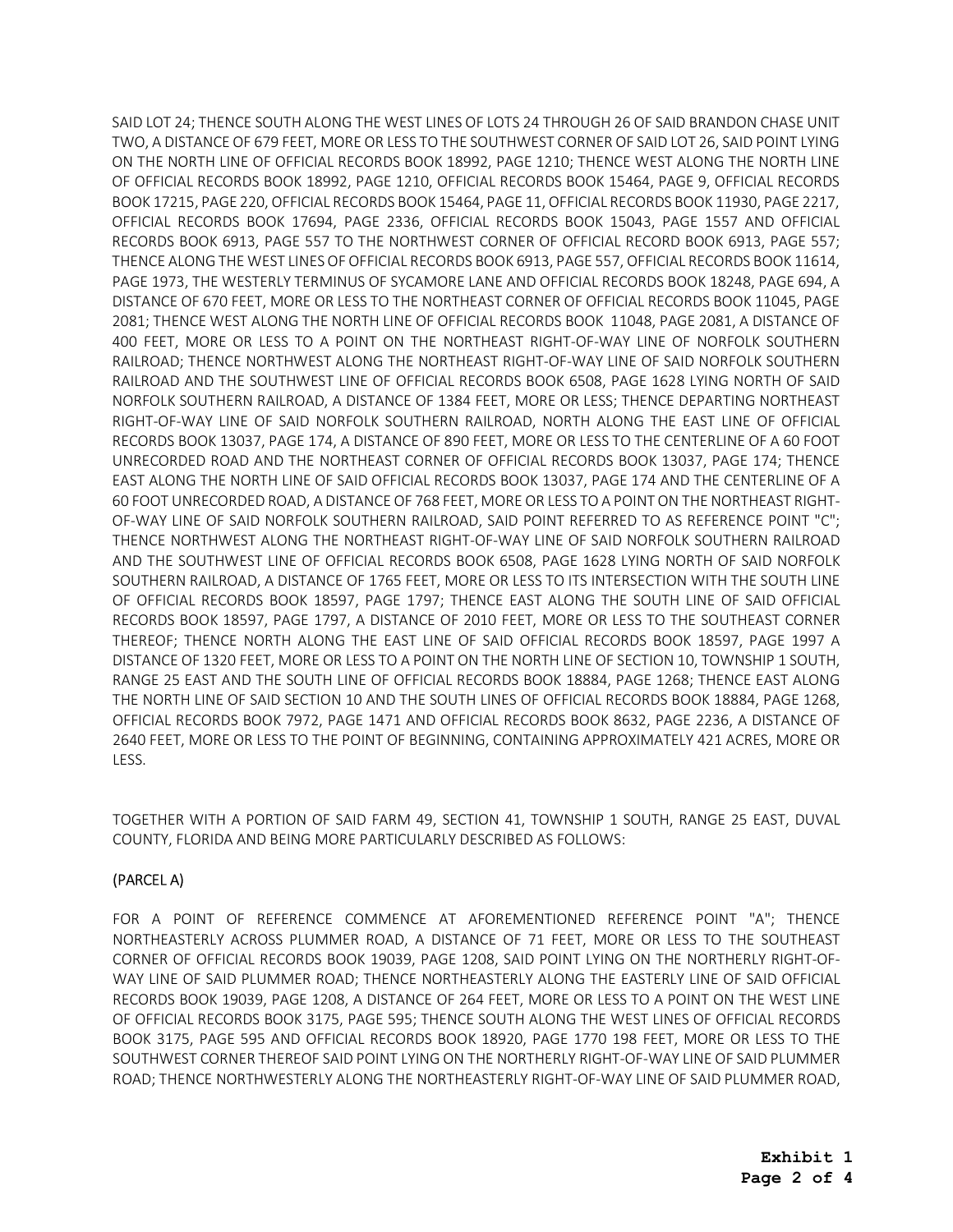SAID LOT 24; THENCE SOUTH ALONG THE WEST LINES OF LOTS 24 THROUGH 26 OF SAID BRANDON CHASE UNIT TWO, A DISTANCE OF 679 FEET, MORE OR LESS TO THE SOUTHWEST CORNER OF SAID LOT 26, SAID POINT LYING ON THE NORTH LINE OF OFFICIAL RECORDS BOOK 18992, PAGE 1210; THENCE WEST ALONG THE NORTH LINE OF OFFICIAL RECORDS BOOK 18992, PAGE 1210, OFFICIAL RECORDS BOOK 15464, PAGE 9, OFFICIAL RECORDS BOOK 17215, PAGE 220, OFFICIAL RECORDS BOOK 15464, PAGE 11, OFFICIAL RECORDS BOOK 11930, PAGE 2217, OFFICIAL RECORDS BOOK 17694, PAGE 2336, OFFICIAL RECORDS BOOK 15043, PAGE 1557 AND OFFICIAL RECORDS BOOK 6913, PAGE 557 TO THE NORTHWEST CORNER OF OFFICIAL RECORD BOOK 6913, PAGE 557; THENCE ALONG THE WEST LINES OF OFFICIAL RECORDS BOOK 6913, PAGE 557, OFFICIAL RECORDS BOOK 11614, PAGE 1973, THE WESTERLY TERMINUS OF SYCAMORE LANE AND OFFICIAL RECORDS BOOK 18248, PAGE 694, A DISTANCE OF 670 FEET, MORE OR LESS TO THE NORTHEAST CORNER OF OFFICIAL RECORDS BOOK 11045, PAGE 2081; THENCE WEST ALONG THE NORTH LINE OF OFFICIAL RECORDS BOOK 11048, PAGE 2081, A DISTANCE OF 400 FEET, MORE OR LESS TO A POINT ON THE NORTHEAST RIGHT-OF-WAY LINE OF NORFOLK SOUTHERN RAILROAD; THENCE NORTHWEST ALONG THE NORTHEAST RIGHT-OF-WAY LINE OF SAID NORFOLK SOUTHERN RAILROAD AND THE SOUTHWEST LINE OF OFFICIAL RECORDS BOOK 6508, PAGE 1628 LYING NORTH OF SAID NORFOLK SOUTHERN RAILROAD, A DISTANCE OF 1384 FEET, MORE OR LESS; THENCE DEPARTING NORTHEAST RIGHT-OF-WAY LINE OF SAID NORFOLK SOUTHERN RAILROAD, NORTH ALONG THE EAST LINE OF OFFICIAL RECORDS BOOK 13037, PAGE 174, A DISTANCE OF 890 FEET, MORE OR LESS TO THE CENTERLINE OF A 60 FOOT UNRECORDED ROAD AND THE NORTHEAST CORNER OF OFFICIAL RECORDS BOOK 13037, PAGE 174; THENCE EAST ALONG THE NORTH LINE OF SAID OFFICIAL RECORDS BOOK 13037, PAGE 174 AND THE CENTERLINE OF A 60 FOOT UNRECORDED ROAD, A DISTANCE OF 768 FEET, MORE OR LESS TO A POINT ON THE NORTHEAST RIGHT-OF-WAY LINE OF SAID NORFOLK SOUTHERN RAILROAD, SAID POINT REFERRED TO AS REFERENCE POINT "C"; THENCE NORTHWEST ALONG THE NORTHEAST RIGHT-OF-WAY LINE OF SAID NORFOLK SOUTHERN RAILROAD AND THE SOUTHWEST LINE OF OFFICIAL RECORDS BOOK 6508, PAGE 1628 LYING NORTH OF SAID NORFOLK SOUTHERN RAILROAD, A DISTANCE OF 1765 FEET, MORE OR LESS TO ITS INTERSECTION WITH THE SOUTH LINE OF OFFICIAL RECORDS BOOK 18597, PAGE 1797; THENCE EAST ALONG THE SOUTH LINE OF SAID OFFICIAL RECORDS BOOK 18597, PAGE 1797, A DISTANCE OF 2010 FEET, MORE OR LESS TO THE SOUTHEAST CORNER THEREOF; THENCE NORTH ALONG THE EAST LINE OF SAID OFFICIAL RECORDS BOOK 18597, PAGE 1997 A DISTANCE OF 1320 FEET, MORE OR LESS TO A POINT ON THE NORTH LINE OF SECTION 10, TOWNSHIP 1 SOUTH, RANGE 25 EAST AND THE SOUTH LINE OF OFFICIAL RECORDS BOOK 18884, PAGE 1268; THENCE EAST ALONG THE NORTH LINE OF SAID SECTION 10 AND THE SOUTH LINES OF OFFICIAL RECORDS BOOK 18884, PAGE 1268, OFFICIAL RECORDS BOOK 7972, PAGE 1471 AND OFFICIAL RECORDS BOOK 8632, PAGE 2236, A DISTANCE OF 2640 FEET, MORE OR LESS TO THE POINT OF BEGINNING, CONTAINING APPROXIMATELY 421 ACRES, MORE OR LESS.

TOGETHER WITH A PORTION OF SAID FARM 49, SECTION 41, TOWNSHIP 1 SOUTH, RANGE 25 EAST, DUVAL COUNTY, FLORIDA AND BEING MORE PARTICULARLY DESCRIBED AS FOLLOWS:

(PARCEL A)

FOR A POINT OF REFERENCE COMMENCE AT AFOREMENTIONED REFERENCE POINT "A"; THENCE NORTHEASTERLY ACROSS PLUMMER ROAD, A DISTANCE OF 71 FEET, MORE OR LESS TO THE SOUTHEAST CORNER OF OFFICIAL RECORDS BOOK 19039, PAGE 1208, SAID POINT LYING ON THE NORTHERLY RIGHT-OF-WAY LINE OF SAID PLUMMER ROAD; THENCE NORTHEASTERLY ALONG THE EASTERLY LINE OF SAID OFFICIAL RECORDS BOOK 19039, PAGE 1208, A DISTANCE OF 264 FEET, MORE OR LESS TO A POINT ON THE WEST LINE OF OFFICIAL RECORDS BOOK 3175, PAGE 595; THENCE SOUTH ALONG THE WEST LINES OF OFFICIAL RECORDS BOOK 3175, PAGE 595 AND OFFICIAL RECORDS BOOK 18920, PAGE 1770 198 FEET, MORE OR LESS TO THE SOUTHWEST CORNER THEREOF SAID POINT LYING ON THE NORTHERLY RIGHT-OF-WAY LINE OF SAID PLUMMER ROAD; THENCE NORTHWESTERLY ALONG THE NORTHEASTERLY RIGHT-OF-WAY LINE OF SAID PLUMMER ROAD,

**Exhibit 1**
**Page 2 of 4**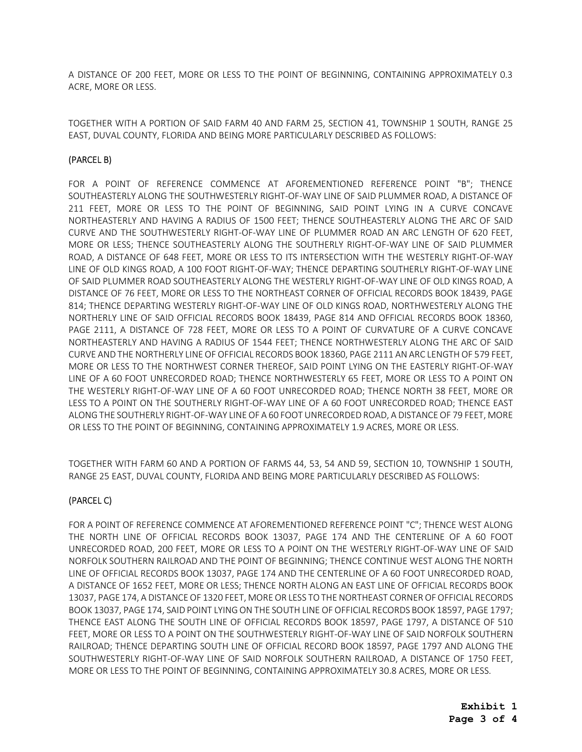A DISTANCE OF 200 FEET, MORE OR LESS TO THE POINT OF BEGINNING, CONTAINING APPROXIMATELY 0.3 ACRE, MORE OR LESS.

TOGETHER WITH A PORTION OF SAID FARM 40 AND FARM 25, SECTION 41, TOWNSHIP 1 SOUTH, RANGE 25 EAST, DUVAL COUNTY, FLORIDA AND BEING MORE PARTICULARLY DESCRIBED AS FOLLOWS:

(PARCEL B)

FOR A POINT OF REFERENCE COMMENCE AT AFOREMENTIONED REFERENCE POINT "B"; THENCE SOUTHEASTERLY ALONG THE SOUTHWESTERLY RIGHT-OF-WAY LINE OF SAID PLUMMER ROAD, A DISTANCE OF 211 FEET, MORE OR LESS TO THE POINT OF BEGINNING, SAID POINT LYING IN A CURVE CONCAVE NORTHEASTERLY AND HAVING A RADIUS OF 1500 FEET; THENCE SOUTHEASTERLY ALONG THE ARC OF SAID CURVE AND THE SOUTHWESTERLY RIGHT-OF-WAY LINE OF PLUMMER ROAD AN ARC LENGTH OF 620 FEET, MORE OR LESS; THENCE SOUTHEASTERLY ALONG THE SOUTHERLY RIGHT-OF-WAY LINE OF SAID PLUMMER ROAD, A DISTANCE OF 648 FEET, MORE OR LESS TO ITS INTERSECTION WITH THE WESTERLY RIGHT-OF-WAY LINE OF OLD KINGS ROAD, A 100 FOOT RIGHT-OF-WAY; THENCE DEPARTING SOUTHERLY RIGHT-OF-WAY LINE OF SAID PLUMMER ROAD SOUTHEASTERLY ALONG THE WESTERLY RIGHT-OF-WAY LINE OF OLD KINGS ROAD, A DISTANCE OF 76 FEET, MORE OR LESS TO THE NORTHEAST CORNER OF OFFICIAL RECORDS BOOK 18439, PAGE 814; THENCE DEPARTING WESTERLY RIGHT-OF-WAY LINE OF OLD KINGS ROAD, NORTHWESTERLY ALONG THE NORTHERLY LINE OF SAID OFFICIAL RECORDS BOOK 18439, PAGE 814 AND OFFICIAL RECORDS BOOK 18360, PAGE 2111, A DISTANCE OF 728 FEET, MORE OR LESS TO A POINT OF CURVATURE OF A CURVE CONCAVE NORTHEASTERLY AND HAVING A RADIUS OF 1544 FEET; THENCE NORTHWESTERLY ALONG THE ARC OF SAID CURVE AND THE NORTHERLY LINE OF OFFICIAL RECORDS BOOK 18360, PAGE 2111 AN ARC LENGTH OF 579 FEET, MORE OR LESS TO THE NORTHWEST CORNER THEREOF, SAID POINT LYING ON THE EASTERLY RIGHT-OF-WAY LINE OF A 60 FOOT UNRECORDED ROAD; THENCE NORTHWESTERLY 65 FEET, MORE OR LESS TO A POINT ON THE WESTERLY RIGHT-OF-WAY LINE OF A 60 FOOT UNRECORDED ROAD; THENCE NORTH 38 FEET, MORE OR LESS TO A POINT ON THE SOUTHERLY RIGHT-OF-WAY LINE OF A 60 FOOT UNRECORDED ROAD; THENCE EAST ALONG THE SOUTHERLY RIGHT-OF-WAY LINE OF A 60 FOOT UNRECORDED ROAD, A DISTANCE OF 79 FEET, MORE OR LESS TO THE POINT OF BEGINNING, CONTAINING APPROXIMATELY 1.9 ACRES, MORE OR LESS.

TOGETHER WITH FARM 60 AND A PORTION OF FARMS 44, 53, 54 AND 59, SECTION 10, TOWNSHIP 1 SOUTH, RANGE 25 EAST, DUVAL COUNTY, FLORIDA AND BEING MORE PARTICULARLY DESCRIBED AS FOLLOWS:

(PARCEL C)

FOR A POINT OF REFERENCE COMMENCE AT AFOREMENTIONED REFERENCE POINT "C"; THENCE WEST ALONG THE NORTH LINE OF OFFICIAL RECORDS BOOK 13037, PAGE 174 AND THE CENTERLINE OF A 60 FOOT UNRECORDED ROAD, 200 FEET, MORE OR LESS TO A POINT ON THE WESTERLY RIGHT-OF-WAY LINE OF SAID NORFOLK SOUTHERN RAILROAD AND THE POINT OF BEGINNING; THENCE CONTINUE WEST ALONG THE NORTH LINE OF OFFICIAL RECORDS BOOK 13037, PAGE 174 AND THE CENTERLINE OF A 60 FOOT UNRECORDED ROAD, A DISTANCE OF 1652 FEET, MORE OR LESS; THENCE NORTH ALONG AN EAST LINE OF OFFICIAL RECORDS BOOK 13037, PAGE 174, A DISTANCE OF 1320 FEET, MORE OR LESS TO THE NORTHEAST CORNER OF OFFICIAL RECORDS BOOK 13037, PAGE 174, SAID POINT LYING ON THE SOUTH LINE OF OFFICIAL RECORDS BOOK 18597, PAGE 1797; THENCE EAST ALONG THE SOUTH LINE OF OFFICIAL RECORDS BOOK 18597, PAGE 1797, A DISTANCE OF 510 FEET, MORE OR LESS TO A POINT ON THE SOUTHWESTERLY RIGHT-OF-WAY LINE OF SAID NORFOLK SOUTHERN RAILROAD; THENCE DEPARTING SOUTH LINE OF OFFICIAL RECORD BOOK 18597, PAGE 1797 AND ALONG THE SOUTHWESTERLY RIGHT-OF-WAY LINE OF SAID NORFOLK SOUTHERN RAILROAD, A DISTANCE OF 1750 FEET, MORE OR LESS TO THE POINT OF BEGINNING, CONTAINING APPROXIMATELY 30.8 ACRES, MORE OR LESS.

**Exhibit 1**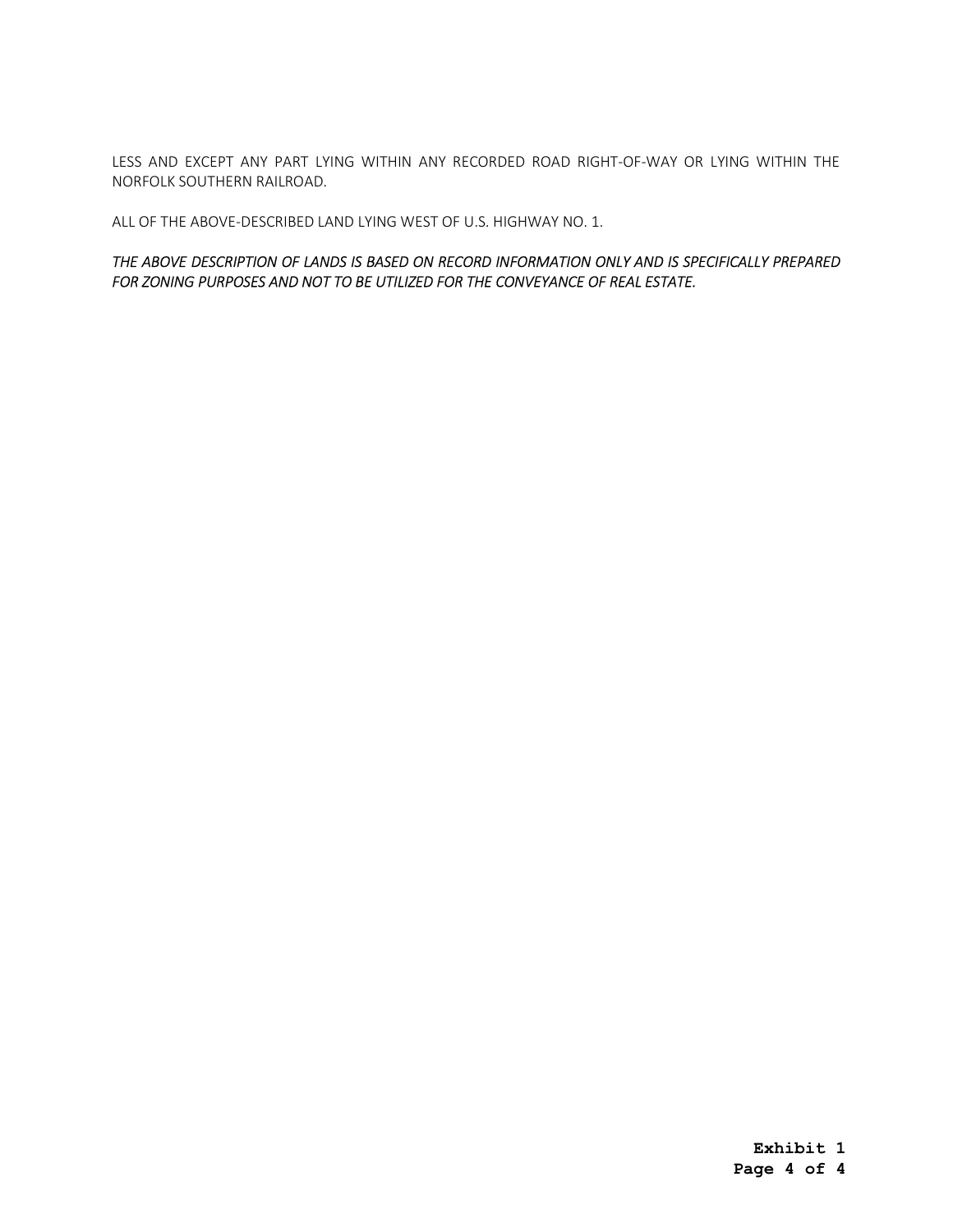LESS AND EXCEPT ANY PART LYING WITHIN ANY RECORDED ROAD RIGHT-OF-WAY OR LYING WITHIN THE NORFOLK SOUTHERN RAILROAD.

ALL OF THE ABOVE-DESCRIBED LAND LYING WEST OF U.S. HIGHWAY NO. 1.

*THE ABOVE DESCRIPTION OF LANDS IS BASED ON RECORD INFORMATION ONLY AND IS SPECIFICALLY PREPARED FOR ZONING PURPOSES AND NOT TO BE UTILIZED FOR THE CONVEYANCE OF REAL ESTATE.*

**Exhibit 1**